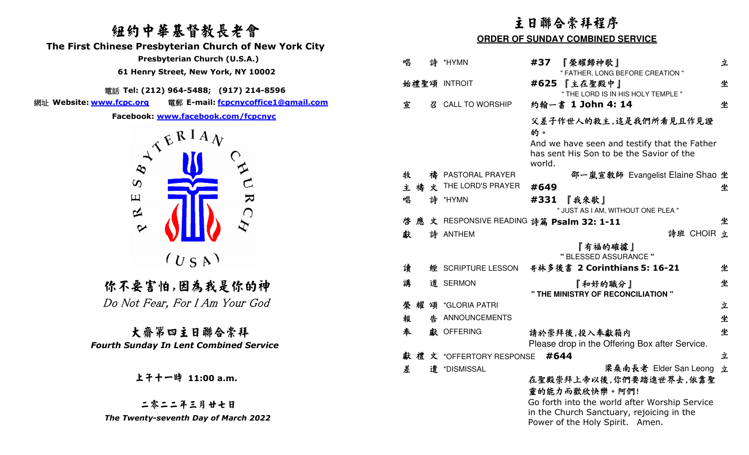# 紐約中華基督教長老會

## The First Chinese Presbyterian Church of New York City

**Presbyterian Church (U.S.A.)**

**61 Henry Street, New York, NY 10002**

電話 **Tel: (212) 964-5488; (917) 214-8596**

網址 **Website: www.fcpc.org** 電郵 **E-mail: fcpcnycoffice1@gmail.com**

**Facebook: www.facebook.com/fcpcnyc**

PRESBYTERIAN CHURCH (USA)

## 你不要害怕，因為我是你的神

*Do Not Fear, For I Am Your God*

## 大齋第四主日聯合崇拜

***Fourth Sunday In Lent Combined Service***

**上午十一時 11:00 a.m.**

**二零二二年三月廿七日**

***The Twenty-seventh Day of March 2022***

# 主日聯合崇拜程序

## ORDER OF SUNDAY COMBINED SERVICE

| | | | |
|---|---|---|---|
| 唱詩 | *HYMN | **#37 『榮耀歸神歌』** " FATHER, LONG BEFORE CREATION " | 立 |
| 始禮聖頌 | INTROIT | **#625 『主在聖殿中』** " THE LORD IS IN HIS HOLY TEMPLE " | 坐 |
| 宣召 | CALL TO WORSHIP | 約翰一書 **1 John 4: 14** 父差子作世人的救主，這是我們所看見且作見證的。 And we have seen and testify that the Father has sent His Son to be the Savior of the world. | 坐 |
| 牧禱 | PASTORAL PRAYER | 邵一嵐宣教師 Evangelist Elaine Shao | 坐 |
| 主禱文 | THE LORD'S PRAYER | **#649** | 坐 |
| 唱詩 | *HYMN | **#331 『我來歌』** " JUST AS I AM, WITHOUT ONE PLEA " | |
| 啓應文 | RESPONSIVE READING | 詩篇 **Psalm 32: 1-11** | 坐 |
| 獻詩 | ANTHEM | 詩班 CHOIR 『有福的確據』 **" BLESSED ASSURANCE "** | 立 |
| 讀經 | SCRIPTURE LESSON | 哥林多後書 **2 Corinthians 5: 16-21** | 坐 |
| 講道 | SERMON | 『和好的職分』 **" THE MINISTRY OF RECONCILIATION "** | 坐 |
| 榮耀頌 | *GLORIA PATRI | | 立 |
| 報告 | ANNOUNCEMENTS | | 坐 |
| 奉獻 | OFFERING | 請於崇拜後，投入奉獻箱內 Please drop in the Offering Box after Service. | 坐 |
| 獻禮文 | *OFFERTORY RESPONSE | **#644** | 立 |
| 差遣 | *DISMISSAL | 梁燊南長老 Elder San Leong 在聖殿崇拜上帝以後，你們要踏進世界去，依靠聖靈的能力而歡欣快樂。阿們! Go forth into the world after Worship Service in the Church Sanctuary, rejoicing in the Power of the Holy Spirit. Amen. | 立 |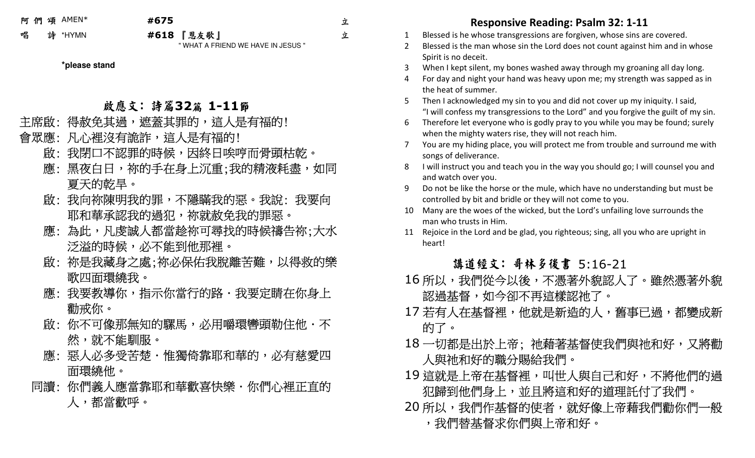阿 們 頌 AMEN* **#675** 立

唱 詩 *HYMN **#618 『恩友歌』** 立
" WHAT A FRIEND WE HAVE IN JESUS "

***please stand**

## 啟應文：詩篇32篇 1-11節

主席啟：得赦免其過，遮蓋其罪的，這人是有福的!

會眾應：凡心裡沒有詭詐，這人是有福的!

啟：我閉口不認罪的時候，因終日唉哼而骨頭枯乾。

應：黑夜白日，祢的手在身上沉重;我的精液耗盡，如同夏天的乾旱。

啟：我向祢陳明我的罪，不隱瞞我的惡。我說：我要向耶和華承認我的過犯，祢就赦免我的罪惡。

應：為此，凡虔誠人都當趁祢可尋找的時候禱告祢;大水泛溢的時候，必不能到他那裡。

啟：祢是我藏身之處;祢必保佑我脫離苦難，以得救的樂歌四面環繞我。

應：我要教導你，指示你當行的路・我要定睛在你身上勸戒你。

啟：你不可像那無知的騾馬，必用嚼環轡頭勒住他・不然，就不能馴服。

應：惡人必多受苦楚・惟獨倚靠耶和華的，必有慈愛四面環繞他。

同讀：你們義人應當靠耶和華歡喜快樂・你們心裡正直的人，都當歡呼。

## Responsive Reading: Psalm 32: 1-11

1. Blessed is he whose transgressions are forgiven, whose sins are covered.
2. Blessed is the man whose sin the Lord does not count against him and in whose Spirit is no deceit.
3. When I kept silent, my bones washed away through my groaning all day long.
4. For day and night your hand was heavy upon me; my strength was sapped as in the heat of summer.
5. Then I acknowledged my sin to you and did not cover up my iniquity. I said, "I will confess my transgressions to the Lord" and you forgive the guilt of my sin.
6. Therefore let everyone who is godly pray to you while you may be found; surely when the mighty waters rise, they will not reach him.
7. You are my hiding place, you will protect me from trouble and surround me with songs of deliverance.
8. I will instruct you and teach you in the way you should go; I will counsel you and and watch over you.
9. Do not be like the horse or the mule, which have no understanding but must be controlled by bit and bridle or they will not come to you.
10. Many are the woes of the wicked, but the Lord's unfailing love surrounds the man who trusts in Him.
11. Rejoice in the Lord and be glad, you righteous; sing, all you who are upright in heart!

## 講道經文：哥林多後書 5:16-21

16 所以，我們從今以後，不憑著外貌認人了。雖然憑著外貌認過基督，如今卻不再這樣認祂了。

17 若有人在基督裡，他就是新造的人，舊事已過，都變成新的了。

18 一切都是出於上帝；祂藉著基督使我們與祂和好，又將勸人與祂和好的職分賜給我們。

19 這就是上帝在基督裡，叫世人與自己和好，不將他們的過犯歸到他們身上，並且將這和好的道理託付了我們。

20 所以，我們作基督的使者，就好像上帝藉我們勸你們一般，我們替基督求你們與上帝和好。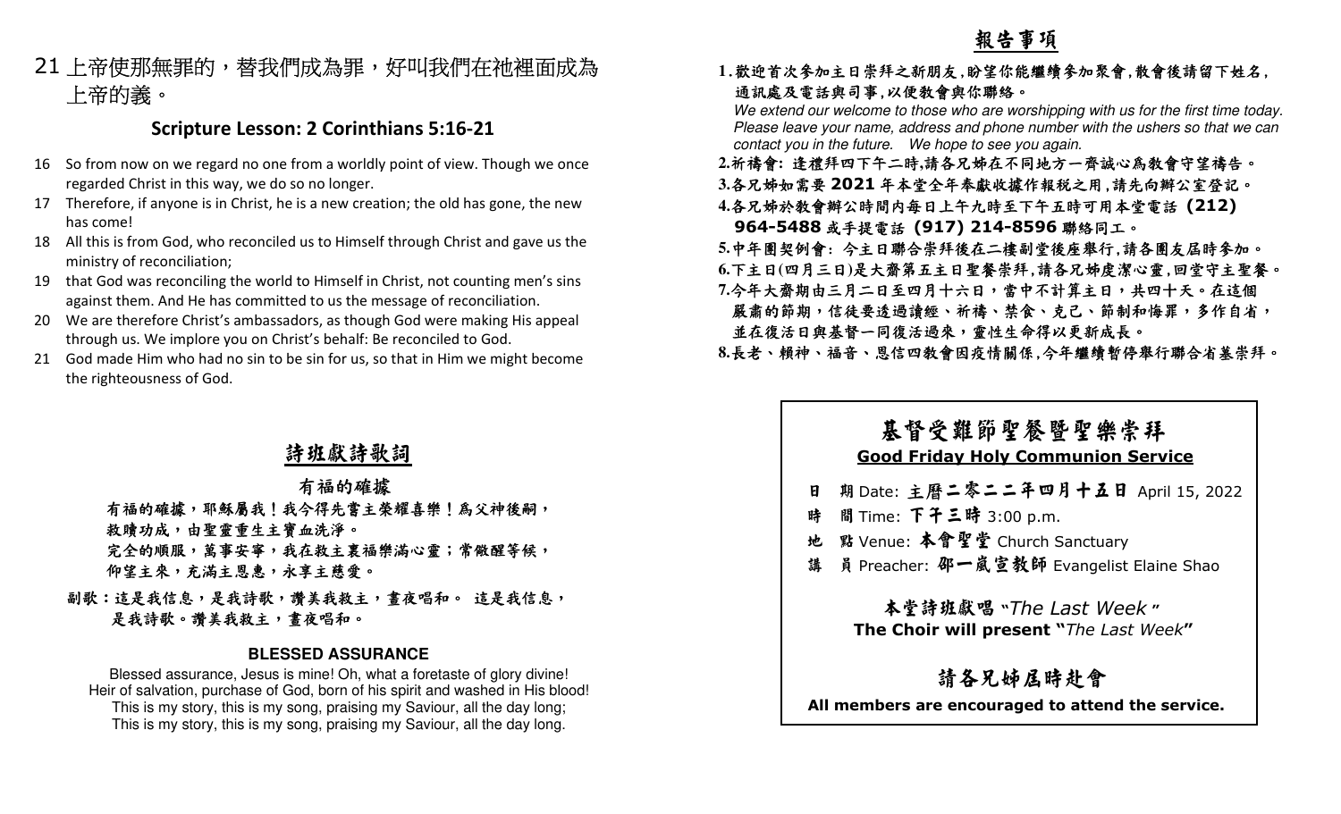21 上帝使那無罪的，替我們成為罪，好叫我們在祂裡面成為上帝的義。

### Scripture Lesson: 2 Corinthians 5:16-21

16 So from now on we regard no one from a worldly point of view. Though we once regarded Christ in this way, we do so no longer.

17 Therefore, if anyone is in Christ, he is a new creation; the old has gone, the new has come!

18 All this is from God, who reconciled us to Himself through Christ and gave us the ministry of reconciliation;

19 that God was reconciling the world to Himself in Christ, not counting men's sins against them. And He has committed to us the message of reconciliation.

20 We are therefore Christ's ambassadors, as though God were making His appeal through us. We implore you on Christ's behalf: Be reconciled to God.

21 God made Him who had no sin to be sin for us, so that in Him we might become the righteousness of God.

## 詩班獻詩歌詞

### 有福的確據

有福的確據，耶穌屬我！我今得先嘗主榮耀喜樂！為父神後嗣，
救贖功成，由聖靈重生主寶血洗淨。
完全的順服，萬事安寧，我在救主裏福樂滿心靈；常儆醒等候，
仰望主來，充滿主恩惠，永享主慈愛。

副歌：這是我信息，是我詩歌，讚美我救主，晝夜唱和。 這是我信息，
是我詩歌。讚美我救主，晝夜唱和。

### BLESSED ASSURANCE

Blessed assurance, Jesus is mine! Oh, what a foretaste of glory divine!
Heir of salvation, purchase of God, born of his spirit and washed in His blood!
This is my story, this is my song, praising my Saviour, all the day long;
This is my story, this is my song, praising my Saviour, all the day long.

## 報告事項

1. 歡迎首次參加主日崇拜之新朋友，盼望你能繼續參加聚會，散會後請留下姓名，通訊處及電話與司事，以便教會與你聯絡。
   *We extend our welcome to those who are worshipping with us for the first time today. Please leave your name, address and phone number with the ushers so that we can contact you in the future. We hope to see you again.*
2. 祈禱會: 逢禮拜四下午二時，請各兄姊在不同地方一齊誠心為教會守望禱告。
3. 各兄姊如需要 **2021** 年本堂全年奉獻收據作報稅之用，請先向辦公室登記。
4. 各兄姊於教會辦公時間內每日上午九時至下午五時可用本堂電話 **(212) 964-5488** 或手提電話 **(917) 214-8596** 聯絡同工。
5. 中年團契例會: 今主日聯合崇拜後在二樓副堂後座舉行，請各團友屆時參加。
6. 下主日(四月三日)是大齋第五主日聖餐崇拜，請各兄姊虔潔心靈，回堂守主聖餐。
7. 今年大齋期由三月二日至四月十六日，當中不計算主日，共四十天。在這個嚴肅的節期，信徒要透過讀經、祈禱、禁食、克己、節制和悔罪，多作自省，並在復活日與基督一同復活過來，靈性生命得以更新成長。
8. 長老、賴神、福音、恩信四教會因疫情關係，今年繼續暫停舉行聯合省墓崇拜。

## 基督受難節聖餐暨聖樂崇拜

**Good Friday Holy Communion Service**

日　期 Date: **主曆二零二二年四月十五日** April 15, 2022

時　間 Time: **下午三時** 3:00 p.m.

地　點 Venue: **本會聖堂** Church Sanctuary

講　員 Preacher: **邵一嵐宣教師** Evangelist Elaine Shao

**本堂詩班獻唱 "*The Last Week*"**

**The Choir will present "*The Last Week*"**

### 請各兄姊屆時赴會

**All members are encouraged to attend the service.**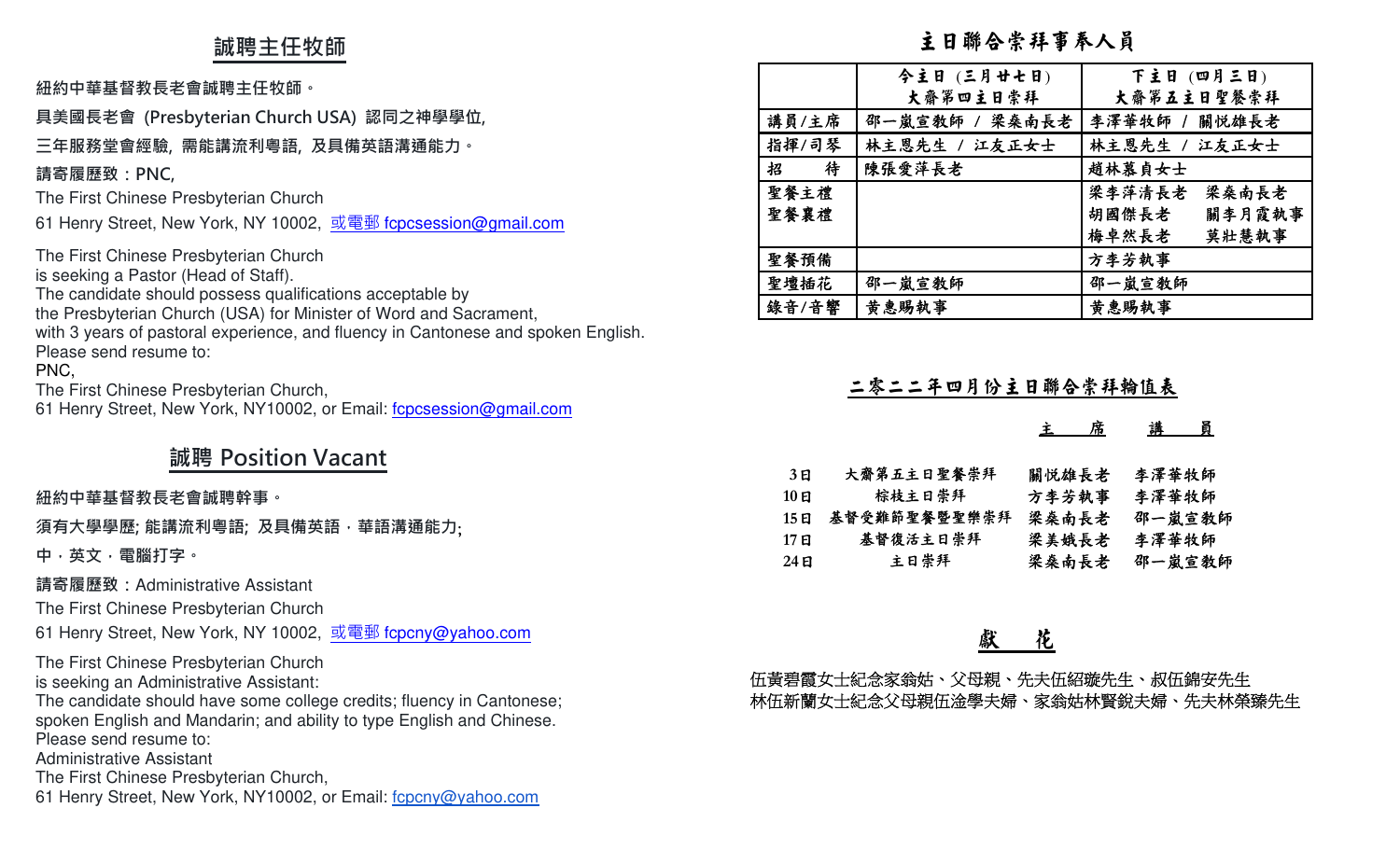## 誠聘主任牧師

紐約中華基督教長老會誠聘主任牧師。

具美國長老會 (Presbyterian Church USA) 認同之神學學位,

三年服務堂會經驗, 需能講流利粵語, 及具備英語溝通能力。

請寄履歷致：PNC,

The First Chinese Presbyterian Church

61 Henry Street, New York, NY 10002, 或電郵 fcpcsession@gmail.com

The First Chinese Presbyterian Church
is seeking a Pastor (Head of Staff).
The candidate should possess qualifications acceptable by
the Presbyterian Church (USA) for Minister of Word and Sacrament,
with 3 years of pastoral experience, and fluency in Cantonese and spoken English.
Please send resume to:
PNC,
The First Chinese Presbyterian Church,
61 Henry Street, New York, NY10002, or Email: fcpcsession@gmail.com

## 誠聘 Position Vacant

紐約中華基督教長老會誠聘幹事。

須有大學學歷; 能講流利粵語; 及具備英語，華語溝通能力;

中，英文，電腦打字。

請寄履歷致：Administrative Assistant

The First Chinese Presbyterian Church

61 Henry Street, New York, NY 10002, 或電郵 fcpcny@yahoo.com

The First Chinese Presbyterian Church
is seeking an Administrative Assistant:
The candidate should have some college credits; fluency in Cantonese;
spoken English and Mandarin; and ability to type English and Chinese.
Please send resume to:
Administrative Assistant
The First Chinese Presbyterian Church,
61 Henry Street, New York, NY10002, or Email: fcpcny@yahoo.com

## 主日聯合崇拜事奉人員

| | 今主日 (三月廿七日) 大齋第四主日崇拜 | 下主日 (四月三日) 大齋第五主日聖餐崇拜 |
|---|---|---|
| 講員/主席 | 邵一嵐宣教師 / 梁桑南長老 | 李澤華牧師 / 關悅雄長老 |
| 指揮/司琴 | 林主恩先生 / 江友正女士 | 林主恩先生 / 江友正女士 |
| 招　　待 | 陳張愛萍長老 | 趙林慕貞女士 |
| 聖餐主禮 聖餐襄禮 | | 梁李萍清長老　梁桑南長老 胡國傑長老　關李月霞執事 梅卓然長老　莫壯慧執事 |
| 聖餐預備 | | 方李芳執事 |
| 聖壇插花 | 邵一嵐宣教師 | 邵一嵐宣教師 |
| 錄音/音響 | 黄惠賜執事 | 黄惠賜執事 |

## 二零二二年四月份主日聯合崇拜輪值表

| | | 主　席 | 講　員 |
|---|---|---|---|
| 3日 | 大齋第五主日聖餐崇拜 | 關悅雄長老 | 李澤華牧師 |
| 10日 | 棕枝主日崇拜 | 方李芳執事 | 李澤華牧師 |
| 15日 | 基督受難節聖餐暨聖樂崇拜 | 梁桑南長老 | 邵一嵐宣教師 |
| 17日 | 基督復活主日崇拜 | 梁美娥長老 | 李澤華牧師 |
| 24日 | 主日崇拜 | 梁桑南長老 | 邵一嵐宣教師 |

## 獻　花

伍黃碧霞女士紀念家翁姑、父母親、先夫伍紹璇先生、叔伍錦安先生
林伍新蘭女士紀念父母親伍淦學夫婦、家翁姑林賢鋭夫婦、先夫林榮臻先生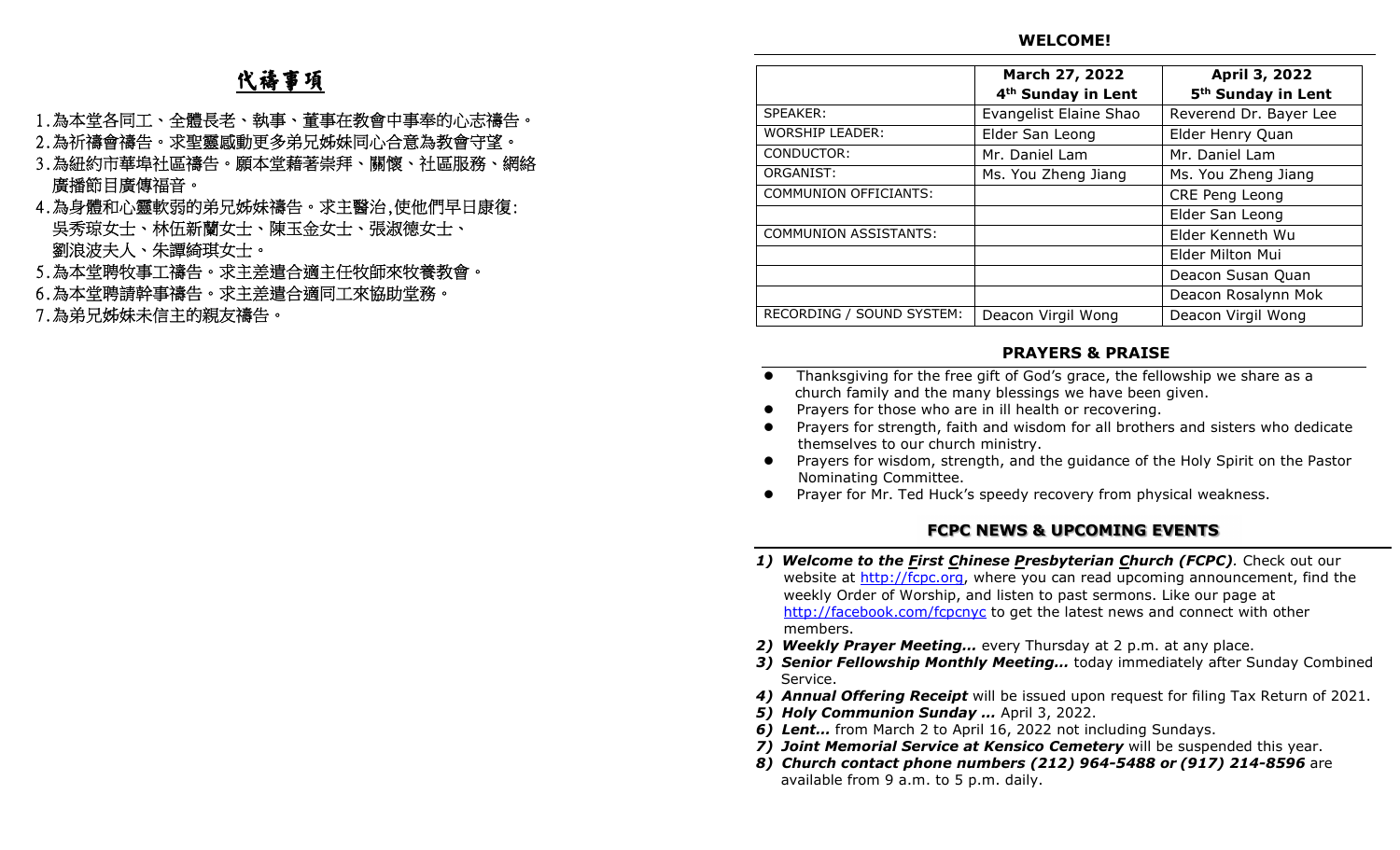## 代禱事項

1.為本堂各同工、全體長老、執事、董事在教會中事奉的心志禱告。
2.為祈禱會禱告。求聖靈感動更多弟兄姊妹同心合意為教會守望。
3.為紐約市華埠社區禱告。願本堂藉著崇拜、關懷、社區服務、網絡廣播節目廣傳福音。
4.為身體和心靈軟弱的弟兄姊妹禱告。求主醫治,使他們早日康復:吳秀琼女士、林伍新蘭女士、陳玉金女士、張淑德女士、劉浪波夫人、朱譚綺琪女士。
5.為本堂聘牧事工禱告。求主差遣合適主任牧師來牧養教會。
6.為本堂聘請幹事禱告。求主差遣合適同工來協助堂務。
7.為弟兄姊妹未信主的親友禱告。

## WELCOME!

| | March 27, 2022<br>4th Sunday in Lent | April 3, 2022<br>5th Sunday in Lent |
|---|---|---|
| SPEAKER: | Evangelist Elaine Shao | Reverend Dr. Bayer Lee |
| WORSHIP LEADER: | Elder San Leong | Elder Henry Quan |
| CONDUCTOR: | Mr. Daniel Lam | Mr. Daniel Lam |
| ORGANIST: | Ms. You Zheng Jiang | Ms. You Zheng Jiang |
| COMMUNION OFFICIANTS: | | CRE Peng Leong |
| | | Elder San Leong |
| COMMUNION ASSISTANTS: | | Elder Kenneth Wu |
| | | Elder Milton Mui |
| | | Deacon Susan Quan |
| | | Deacon Rosalynn Mok |
| RECORDING / SOUND SYSTEM: | Deacon Virgil Wong | Deacon Virgil Wong |

## PRAYERS & PRAISE

- Thanksgiving for the free gift of God's grace, the fellowship we share as a church family and the many blessings we have been given.
- Prayers for those who are in ill health or recovering.
- Prayers for strength, faith and wisdom for all brothers and sisters who dedicate themselves to our church ministry.
- Prayers for wisdom, strength, and the guidance of the Holy Spirit on the Pastor Nominating Committee.
- Prayer for Mr. Ted Huck's speedy recovery from physical weakness.

## FCPC NEWS & UPCOMING EVENTS

1) ***Welcome to the First Chinese Presbyterian Church (FCPC)***. Check out our website at http://fcpc.org, where you can read upcoming announcement, find the weekly Order of Worship, and listen to past sermons. Like our page at http://facebook.com/fcpcnyc to get the latest news and connect with other members.
2) ***Weekly Prayer Meeting…*** every Thursday at 2 p.m. at any place.
3) ***Senior Fellowship Monthly Meeting…*** today immediately after Sunday Combined Service.
4) ***Annual Offering Receipt*** will be issued upon request for filing Tax Return of 2021.
5) ***Holy Communion Sunday …*** April 3, 2022.
6) ***Lent…*** from March 2 to April 16, 2022 not including Sundays.
7) ***Joint Memorial Service at Kensico Cemetery*** will be suspended this year.
8) ***Church contact phone numbers (212) 964-5488 or (917) 214-8596*** are available from 9 a.m. to 5 p.m. daily.